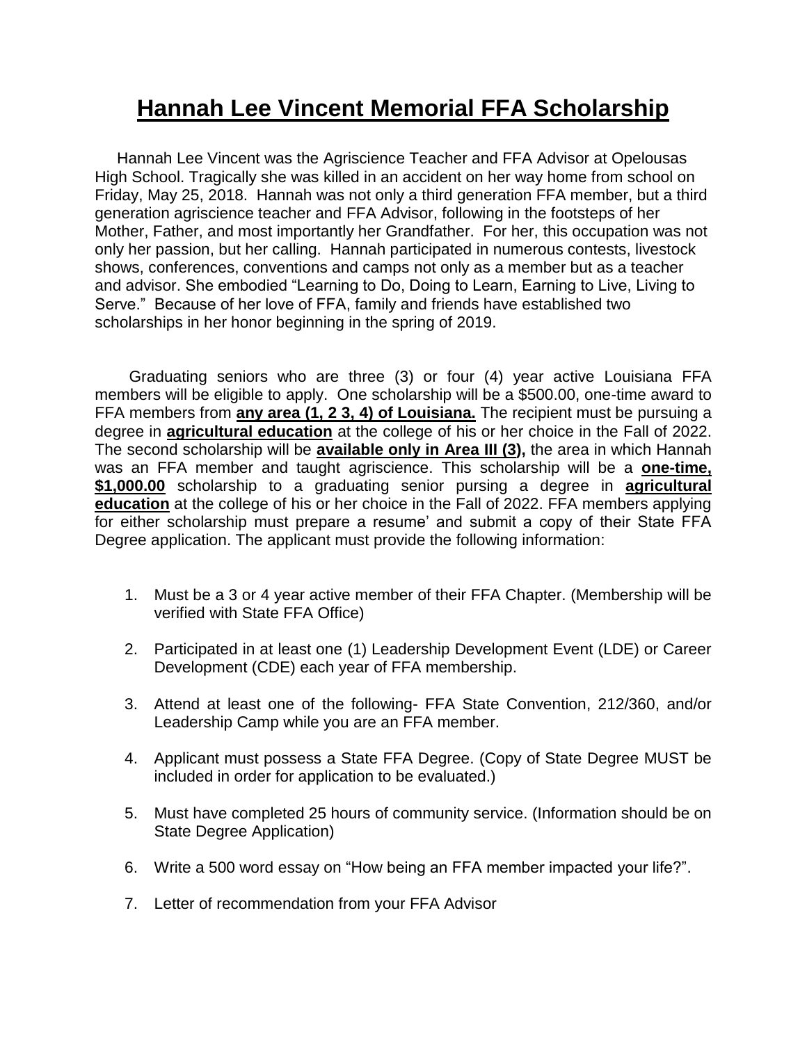# Hannah Lee Vincent Memorial FFA Scholarship

Hannah Lee Vincent was the Agriscience Teacher and FFA Advisor at Opelousas High School. Tragically she was killed in an accident on her way home from school on Friday, May 25, 2018. Hannah was not only a third generation FFA member, but a third generation agriscience teacher and FFA Advisor, following in the footsteps of her Mother, Father, and most importantly her Grandfather. For her, this occupation was not only her passion, but her calling. Hannah participated in numerous contests, livestock shows, conferences, conventions and camps not only as a member but as a teacher and advisor. She embodied "Learning to Do, Doing to Learn, Earning to Live, Living to Serve." Because of her love of FFA, family and friends have established two scholarships in her honor beginning in the spring of 2019.

Graduating seniors who are three (3) or four (4) year active Louisiana FFA members will be eligible to apply. One scholarship will be a $500.00, one-time award to FFA members from **any area (1, 2 3, 4) of Louisiana.** The recipient must be pursuing a degree in **agricultural education** at the college of his or her choice in the Fall of 2022. The second scholarship will be **available only in Area III (3),** the area in which Hannah was an FFA member and taught agriscience. This scholarship will be a **one-time, $1,000.00** scholarship to a graduating senior pursing a degree in **agricultural education** at the college of his or her choice in the Fall of 2022. FFA members applying for either scholarship must prepare a resume' and submit a copy of their State FFA Degree application. The applicant must provide the following information:

1. Must be a 3 or 4 year active member of their FFA Chapter. (Membership will be verified with State FFA Office)
2. Participated in at least one (1) Leadership Development Event (LDE) or Career Development (CDE) each year of FFA membership.
3. Attend at least one of the following- FFA State Convention, 212/360, and/or Leadership Camp while you are an FFA member.
4. Applicant must possess a State FFA Degree. (Copy of State Degree MUST be included in order for application to be evaluated.)
5. Must have completed 25 hours of community service. (Information should be on State Degree Application)
6. Write a 500 word essay on "How being an FFA member impacted your life?".
7. Letter of recommendation from your FFA Advisor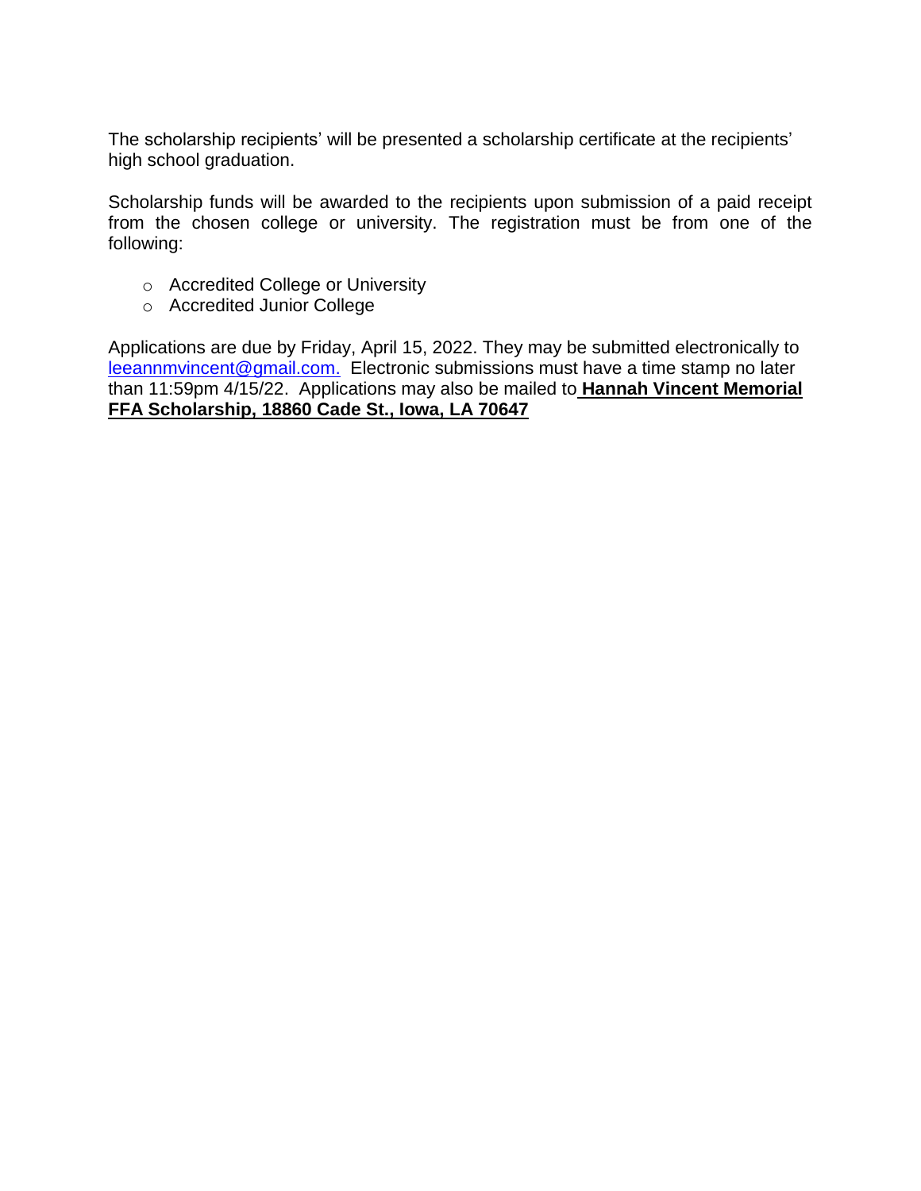The scholarship recipients' will be presented a scholarship certificate at the recipients' high school graduation.

Scholarship funds will be awarded to the recipients upon submission of a paid receipt from the chosen college or university. The registration must be from one of the following:

- Accredited College or University
- Accredited Junior College

Applications are due by Friday, April 15, 2022. They may be submitted electronically to leeannmvincent@gmail.com. Electronic submissions must have a time stamp no later than 11:59pm 4/15/22. Applications may also be mailed to **Hannah Vincent Memorial FFA Scholarship, 18860 Cade St., Iowa, LA 70647**